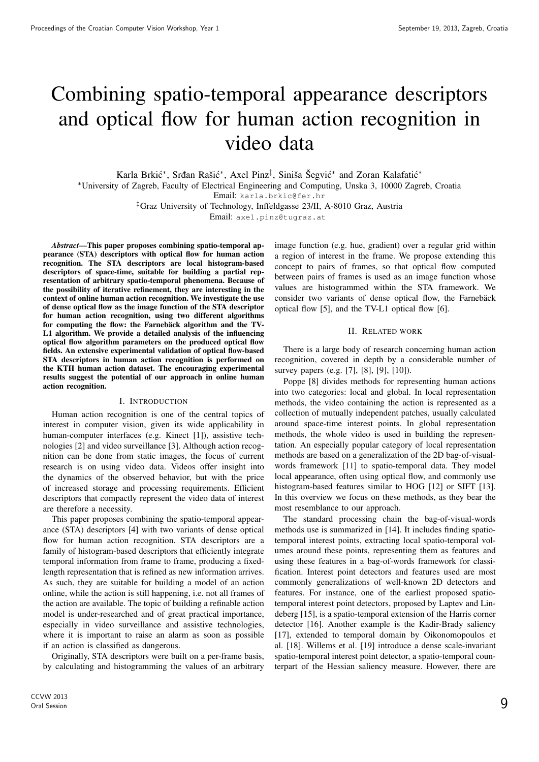# Combining spatio-temporal appearance descriptors and optical flow for human action recognition in video data

Karla Brkić*, Srđan Rašić*, Axel Pinz‡, Siniša Šegvić* and Zoran Kalafatić*

*University of Zagreb, Faculty of Electrical Engineering and Computing, Unska 3, 10000 Zagreb, Croatia
Email: karla.brkic@fer.hr

‡Graz University of Technology, Inffeldgasse 23/II, A-8010 Graz, Austria
Email: axel.pinz@tugraz.at

***Abstract*—This paper proposes combining spatio-temporal appearance (STA) descriptors with optical flow for human action recognition. The STA descriptors are local histogram-based descriptors of space-time, suitable for building a partial representation of arbitrary spatio-temporal phenomena. Because of the possibility of iterative refinement, they are interesting in the context of online human action recognition. We investigate the use of dense optical flow as the image function of the STA descriptor for human action recognition, using two different algorithms for computing the flow: the Farnebäck algorithm and the TV-L1 algorithm. We provide a detailed analysis of the influencing optical flow algorithm parameters on the produced optical flow fields. An extensive experimental validation of optical flow-based STA descriptors in human action recognition is performed on the KTH human action dataset. The encouraging experimental results suggest the potential of our approach in online human action recognition.**

## I. Introduction

Human action recognition is one of the central topics of interest in computer vision, given its wide applicability in human-computer interfaces (e.g. Kinect [1]), assistive technologies [2] and video surveillance [3]. Although action recognition can be done from static images, the focus of current research is on using video data. Videos offer insight into the dynamics of the observed behavior, but with the price of increased storage and processing requirements. Efficient descriptors that compactly represent the video data of interest are therefore a necessity.

This paper proposes combining the spatio-temporal appearance (STA) descriptors [4] with two variants of dense optical flow for human action recognition. STA descriptors are a family of histogram-based descriptors that efficiently integrate temporal information from frame to frame, producing a fixed-length representation that is refined as new information arrives. As such, they are suitable for building a model of an action online, while the action is still happening, i.e. not all frames of the action are available. The topic of building a refinable action model is under-researched and of great practical importance, especially in video surveillance and assistive technologies, where it is important to raise an alarm as soon as possible if an action is classified as dangerous.

Originally, STA descriptors were built on a per-frame basis, by calculating and histogramming the values of an arbitrary image function (e.g. hue, gradient) over a regular grid within a region of interest in the frame. We propose extending this concept to pairs of frames, so that optical flow computed between pairs of frames is used as an image function whose values are histogrammed within the STA framework. We consider two variants of dense optical flow, the Farnebäck optical flow [5], and the TV-L1 optical flow [6].

## II. Related work

There is a large body of research concerning human action recognition, covered in depth by a considerable number of survey papers (e.g. [7], [8], [9], [10]).

Poppe [8] divides methods for representing human actions into two categories: local and global. In local representation methods, the video containing the action is represented as a collection of mutually independent patches, usually calculated around space-time interest points. In global representation methods, the whole video is used in building the representation. An especially popular category of local representation methods are based on a generalization of the 2D bag-of-visual-words framework [11] to spatio-temporal data. They model local appearance, often using optical flow, and commonly use histogram-based features similar to HOG [12] or SIFT [13]. In this overview we focus on these methods, as they bear the most resemblance to our approach.

The standard processing chain the bag-of-visual-words methods use is summarized in [14]. It includes finding spatio-temporal interest points, extracting local spatio-temporal volumes around these points, representing them as features and using these features in a bag-of-words framework for classification. Interest point detectors and features used are most commonly generalizations of well-known 2D detectors and features. For instance, one of the earliest proposed spatio-temporal interest point detectors, proposed by Laptev and Lindeberg [15], is a spatio-temporal extension of the Harris corner detector [16]. Another example is the Kadir-Brady saliency [17], extended to temporal domain by Oikonomopoulos et al. [18]. Willems et al. [19] introduce a dense scale-invariant spatio-temporal interest point detector, a spatio-temporal counterpart of the Hessian saliency measure. However, there are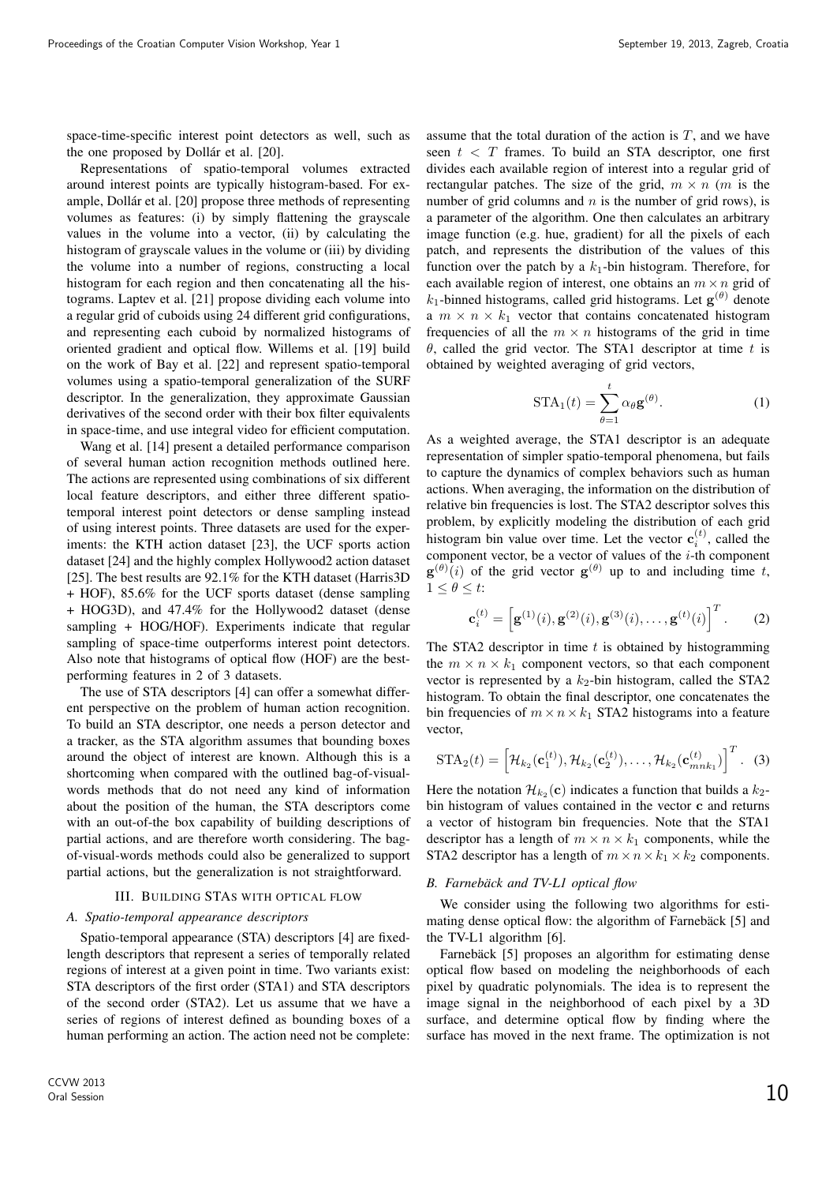space-time-specific interest point detectors as well, such as the one proposed by Dollár et al. [20].

Representations of spatio-temporal volumes extracted around interest points are typically histogram-based. For example, Dollár et al. [20] propose three methods of representing volumes as features: (i) by simply flattening the grayscale values in the volume into a vector, (ii) by calculating the histogram of grayscale values in the volume or (iii) by dividing the volume into a number of regions, constructing a local histogram for each region and then concatenating all the histograms. Laptev et al. [21] propose dividing each volume into a regular grid of cuboids using 24 different grid configurations, and representing each cuboid by normalized histograms of oriented gradient and optical flow. Willems et al. [19] build on the work of Bay et al. [22] and represent spatio-temporal volumes using a spatio-temporal generalization of the SURF descriptor. In the generalization, they approximate Gaussian derivatives of the second order with their box filter equivalents in space-time, and use integral video for efficient computation.

Wang et al. [14] present a detailed performance comparison of several human action recognition methods outlined here. The actions are represented using combinations of six different local feature descriptors, and either three different spatio-temporal interest point detectors or dense sampling instead of using interest points. Three datasets are used for the experiments: the KTH action dataset [23], the UCF sports action dataset [24] and the highly complex Hollywood2 action dataset [25]. The best results are 92.1% for the KTH dataset (Harris3D + HOF), 85.6% for the UCF sports dataset (dense sampling + HOG3D), and 47.4% for the Hollywood2 dataset (dense sampling + HOG/HOF). Experiments indicate that regular sampling of space-time outperforms interest point detectors. Also note that histograms of optical flow (HOF) are the best-performing features in 2 of 3 datasets.

The use of STA descriptors [4] can offer a somewhat different perspective on the problem of human action recognition. To build an STA descriptor, one needs a person detector and a tracker, as the STA algorithm assumes that bounding boxes around the object of interest are known. Although this is a shortcoming when compared with the outlined bag-of-visual-words methods that do not need any kind of information about the position of the human, the STA descriptors come with an out-of-the box capability of building descriptions of partial actions, and are therefore worth considering. The bag-of-visual-words methods could also be generalized to support partial actions, but the generalization is not straightforward.

## III. Building STAs with optical flow

### A. Spatio-temporal appearance descriptors

Spatio-temporal appearance (STA) descriptors [4] are fixed-length descriptors that represent a series of temporally related regions of interest at a given point in time. Two variants exist: STA descriptors of the first order (STA1) and STA descriptors of the second order (STA2). Let us assume that we have a series of regions of interest defined as bounding boxes of a human performing an action. The action need not be complete: assume that the total duration of the action is $T$, and we have seen $t < T$ frames. To build an STA descriptor, one first divides each available region of interest into a regular grid of rectangular patches. The size of the grid, $m \times n$ ($m$ is the number of grid columns and $n$ is the number of grid rows), is a parameter of the algorithm. One then calculates an arbitrary image function (e.g. hue, gradient) for all the pixels of each patch, and represents the distribution of the values of this function over the patch by a $k_1$-bin histogram. Therefore, for each available region of interest, one obtains an $m \times n$ grid of $k_1$-binned histograms, called grid histograms. Let $\mathbf{g}^{(\theta)}$ denote a $m \times n \times k_1$ vector that contains concatenated histogram frequencies of all the $m \times n$ histograms of the grid in time $\theta$, called the grid vector. The STA1 descriptor at time $t$ is obtained by weighted averaging of grid vectors,

$$\mathrm{STA}_1(t) = \sum_{\theta=1}^{t} \alpha_\theta \mathbf{g}^{(\theta)}. \quad (1)$$

As a weighted average, the STA1 descriptor is an adequate representation of simpler spatio-temporal phenomena, but fails to capture the dynamics of complex behaviors such as human actions. When averaging, the information on the distribution of relative bin frequencies is lost. The STA2 descriptor solves this problem, by explicitly modeling the distribution of each grid histogram bin value over time. Let the vector $\mathbf{c}_i^{(t)}$, called the component vector, be a vector of values of the $i$-th component $\mathbf{g}^{(\theta)}(i)$ of the grid vector $\mathbf{g}^{(\theta)}$ up to and including time $t$, $1 \leq \theta \leq t$:

$$\mathbf{c}_i^{(t)} = \left[\mathbf{g}^{(1)}(i), \mathbf{g}^{(2)}(i), \mathbf{g}^{(3)}(i), \ldots, \mathbf{g}^{(t)}(i)\right]^T. \quad (2)$$

The STA2 descriptor in time $t$ is obtained by histogramming the $m \times n \times k_1$ component vectors, so that each component vector is represented by a $k_2$-bin histogram, called the STA2 histogram. To obtain the final descriptor, one concatenates the bin frequencies of $m \times n \times k_1$ STA2 histograms into a feature vector,

$$\mathrm{STA}_2(t) = \left[\mathcal{H}_{k_2}(\mathbf{c}_1^{(t)}), \mathcal{H}_{k_2}(\mathbf{c}_2^{(t)}), \ldots, \mathcal{H}_{k_2}(\mathbf{c}_{mnk_1}^{(t)})\right]^T. \quad (3)$$

Here the notation $\mathcal{H}_{k_2}(\mathbf{c})$ indicates a function that builds a $k_2$-bin histogram of values contained in the vector $\mathbf{c}$ and returns a vector of histogram bin frequencies. Note that the STA1 descriptor has a length of $m \times n \times k_1$ components, while the STA2 descriptor has a length of $m \times n \times k_1 \times k_2$ components.

### B. Farnebäck and TV-L1 optical flow

We consider using the following two algorithms for estimating dense optical flow: the algorithm of Farnebäck [5] and the TV-L1 algorithm [6].

Farnebäck [5] proposes an algorithm for estimating dense optical flow based on modeling the neighborhoods of each pixel by quadratic polynomials. The idea is to represent the image signal in the neighborhood of each pixel by a 3D surface, and determine optical flow by finding where the surface has moved in the next frame. The optimization is not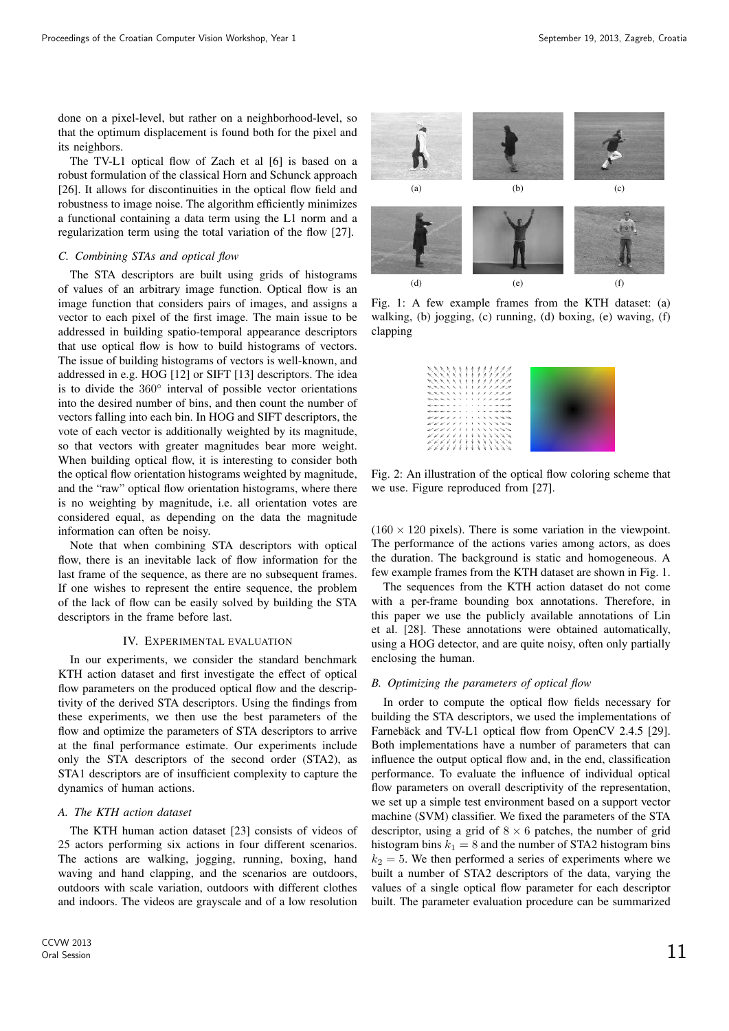done on a pixel-level, but rather on a neighborhood-level, so that the optimum displacement is found both for the pixel and its neighbors.

The TV-L1 optical flow of Zach et al [6] is based on a robust formulation of the classical Horn and Schunck approach [26]. It allows for discontinuities in the optical flow field and robustness to image noise. The algorithm efficiently minimizes a functional containing a data term using the L1 norm and a regularization term using the total variation of the flow [27].

### C. Combining STAs and optical flow

The STA descriptors are built using grids of histograms of values of an arbitrary image function. Optical flow is an image function that considers pairs of images, and assigns a vector to each pixel of the first image. The main issue to be addressed in building spatio-temporal appearance descriptors that use optical flow is how to build histograms of vectors. The issue of building histograms of vectors is well-known, and addressed in e.g. HOG [12] or SIFT [13] descriptors. The idea is to divide the $360^{\circ}$ interval of possible vector orientations into the desired number of bins, and then count the number of vectors falling into each bin. In HOG and SIFT descriptors, the vote of each vector is additionally weighted by its magnitude, so that vectors with greater magnitudes bear more weight. When building optical flow, it is interesting to consider both the optical flow orientation histograms weighted by magnitude, and the "raw" optical flow orientation histograms, where there is no weighting by magnitude, i.e. all orientation votes are considered equal, as depending on the data the magnitude information can often be noisy.

Note that when combining STA descriptors with optical flow, there is an inevitable lack of flow information for the last frame of the sequence, as there are no subsequent frames. If one wishes to represent the entire sequence, the problem of the lack of flow can be easily solved by building the STA descriptors in the frame before last.

## IV. Experimental evaluation

In our experiments, we consider the standard benchmark KTH action dataset and first investigate the effect of optical flow parameters on the produced optical flow and the descriptivity of the derived STA descriptors. Using the findings from these experiments, we then use the best parameters of the flow and optimize the parameters of STA descriptors to arrive at the final performance estimate. Our experiments include only the STA descriptors of the second order (STA2), as STA1 descriptors are of insufficient complexity to capture the dynamics of human actions.

### A. The KTH action dataset

The KTH human action dataset [23] consists of videos of 25 actors performing six actions in four different scenarios. The actions are walking, jogging, running, boxing, hand waving and hand clapping, and the scenarios are outdoors, outdoors with scale variation, outdoors with different clothes and indoors. The videos are grayscale and of a low resolution ($160 \times 120$ pixels). There is some variation in the viewpoint. The performance of the actions varies among actors, as does the duration. The background is static and homogeneous. A few example frames from the KTH dataset are shown in Fig. 1.

(a) (b) (c) (d) (e) (f)

Fig. 1: A few example frames from the KTH dataset: (a) walking, (b) jogging, (c) running, (d) boxing, (e) waving, (f) clapping

Fig. 2: An illustration of the optical flow coloring scheme that we use. Figure reproduced from [27].

The sequences from the KTH action dataset do not come with a per-frame bounding box annotations. Therefore, in this paper we use the publicly available annotations of Lin et al. [28]. These annotations were obtained automatically, using a HOG detector, and are quite noisy, often only partially enclosing the human.

### B. Optimizing the parameters of optical flow

In order to compute the optical flow fields necessary for building the STA descriptors, we used the implementations of Farnebäck and TV-L1 optical flow from OpenCV 2.4.5 [29]. Both implementations have a number of parameters that can influence the output optical flow and, in the end, classification performance. To evaluate the influence of individual optical flow parameters on overall descriptivity of the representation, we set up a simple test environment based on a support vector machine (SVM) classifier. We fixed the parameters of the STA descriptor, using a grid of $8 \times 6$ patches, the number of grid histogram bins $k_1 = 8$ and the number of STA2 histogram bins $k_2 = 5$. We then performed a series of experiments where we built a number of STA2 descriptors of the data, varying the values of a single optical flow parameter for each descriptor built. The parameter evaluation procedure can be summarized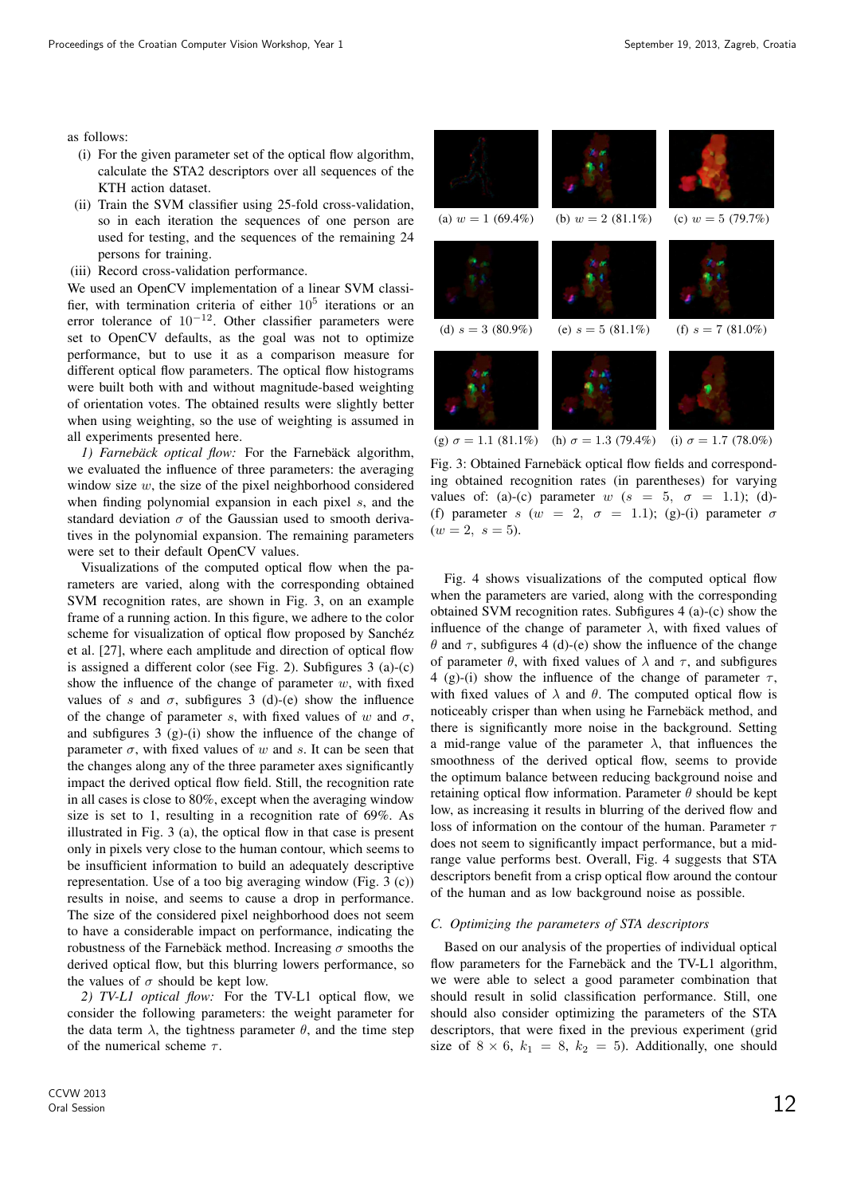as follows:

(i) For the given parameter set of the optical flow algorithm, calculate the STA2 descriptors over all sequences of the KTH action dataset.
(ii) Train the SVM classifier using 25-fold cross-validation, so in each iteration the sequences of one person are used for testing, and the sequences of the remaining 24 persons for training.
(iii) Record cross-validation performance.

We used an OpenCV implementation of a linear SVM classifier, with termination criteria of either $10^5$ iterations or an error tolerance of $10^{-12}$. Other classifier parameters were set to OpenCV defaults, as the goal was not to optimize performance, but to use it as a comparison measure for different optical flow parameters. The optical flow histograms were built both with and without magnitude-based weighting of orientation votes. The obtained results were slightly better when using weighting, so the use of weighting is assumed in all experiments presented here.

*1) Farnebäck optical flow:* For the Farnebäck algorithm, we evaluated the influence of three parameters: the averaging window size $w$, the size of the pixel neighborhood considered when finding polynomial expansion in each pixel $s$, and the standard deviation $\sigma$ of the Gaussian used to smooth derivatives in the polynomial expansion. The remaining parameters were set to their default OpenCV values.

Visualizations of the computed optical flow when the parameters are varied, along with the corresponding obtained SVM recognition rates, are shown in Fig. 3, on an example frame of a running action. In this figure, we adhere to the color scheme for visualization of optical flow proposed by Sanchéz et al. [27], where each amplitude and direction of optical flow is assigned a different color (see Fig. 2). Subfigures 3 (a)-(c) show the influence of the change of parameter $w$, with fixed values of $s$ and $\sigma$, subfigures 3 (d)-(e) show the influence of the change of parameter $s$, with fixed values of $w$ and $\sigma$, and subfigures 3 (g)-(i) show the influence of the change of parameter $\sigma$, with fixed values of $w$ and $s$. It can be seen that the changes along any of the three parameter axes significantly impact the derived optical flow field. Still, the recognition rate in all cases is close to 80%, except when the averaging window size is set to 1, resulting in a recognition rate of 69%. As illustrated in Fig. 3 (a), the optical flow in that case is present only in pixels very close to the human contour, which seems to be insufficient information to build an adequately descriptive representation. Use of a too big averaging window (Fig. 3 (c)) results in noise, and seems to cause a drop in performance. The size of the considered pixel neighborhood does not seem to have a considerable impact on performance, indicating the robustness of the Farnebäck method. Increasing $\sigma$ smooths the derived optical flow, but this blurring lowers performance, so the values of $\sigma$ should be kept low.

*2) TV-L1 optical flow:* For the TV-L1 optical flow, we consider the following parameters: the weight parameter for the data term $\lambda$, the tightness parameter $\theta$, and the time step of the numerical scheme $\tau$.

(a) $w = 1$ (69.4%) (b) $w = 2$ (81.1%) (c) $w = 5$ (79.7%)

(d) $s = 3$ (80.9%) (e) $s = 5$ (81.1%) (f) $s = 7$ (81.0%)

(g) $\sigma = 1.1$ (81.1%) (h) $\sigma = 1.3$ (79.4%) (i) $\sigma = 1.7$ (78.0%)

Fig. 3: Obtained Farnebäck optical flow fields and corresponding obtained recognition rates (in parentheses) for varying values of: (a)-(c) parameter $w$ ($s = 5,\ \sigma = 1.1$); (d)-(f) parameter $s$ ($w = 2,\ \sigma = 1.1$); (g)-(i) parameter $\sigma$ ($w = 2,\ s = 5$).

Fig. 4 shows visualizations of the computed optical flow when the parameters are varied, along with the corresponding obtained SVM recognition rates. Subfigures 4 (a)-(c) show the influence of the change of parameter $\lambda$, with fixed values of $\theta$ and $\tau$, subfigures 4 (d)-(e) show the influence of the change of parameter $\theta$, with fixed values of $\lambda$ and $\tau$, and subfigures 4 (g)-(i) show the influence of the change of parameter $\tau$, with fixed values of $\lambda$ and $\theta$. The computed optical flow is noticeably crisper than when using he Farnebäck method, and there is significantly more noise in the background. Setting a mid-range value of the parameter $\lambda$, that influences the smoothness of the derived optical flow, seems to provide the optimum balance between reducing background noise and retaining optical flow information. Parameter $\theta$ should be kept low, as increasing it results in blurring of the derived flow and loss of information on the contour of the human. Parameter $\tau$ does not seem to significantly impact performance, but a mid-range value performs best. Overall, Fig. 4 suggests that STA descriptors benefit from a crisp optical flow around the contour of the human and as low background noise as possible.

### C. Optimizing the parameters of STA descriptors

Based on our analysis of the properties of individual optical flow parameters for the Farnebäck and the TV-L1 algorithm, we were able to select a good parameter combination that should result in solid classification performance. Still, one should also consider optimizing the parameters of the STA descriptors, that were fixed in the previous experiment (grid size of $8 \times 6$, $k_1 = 8$, $k_2 = 5$). Additionally, one should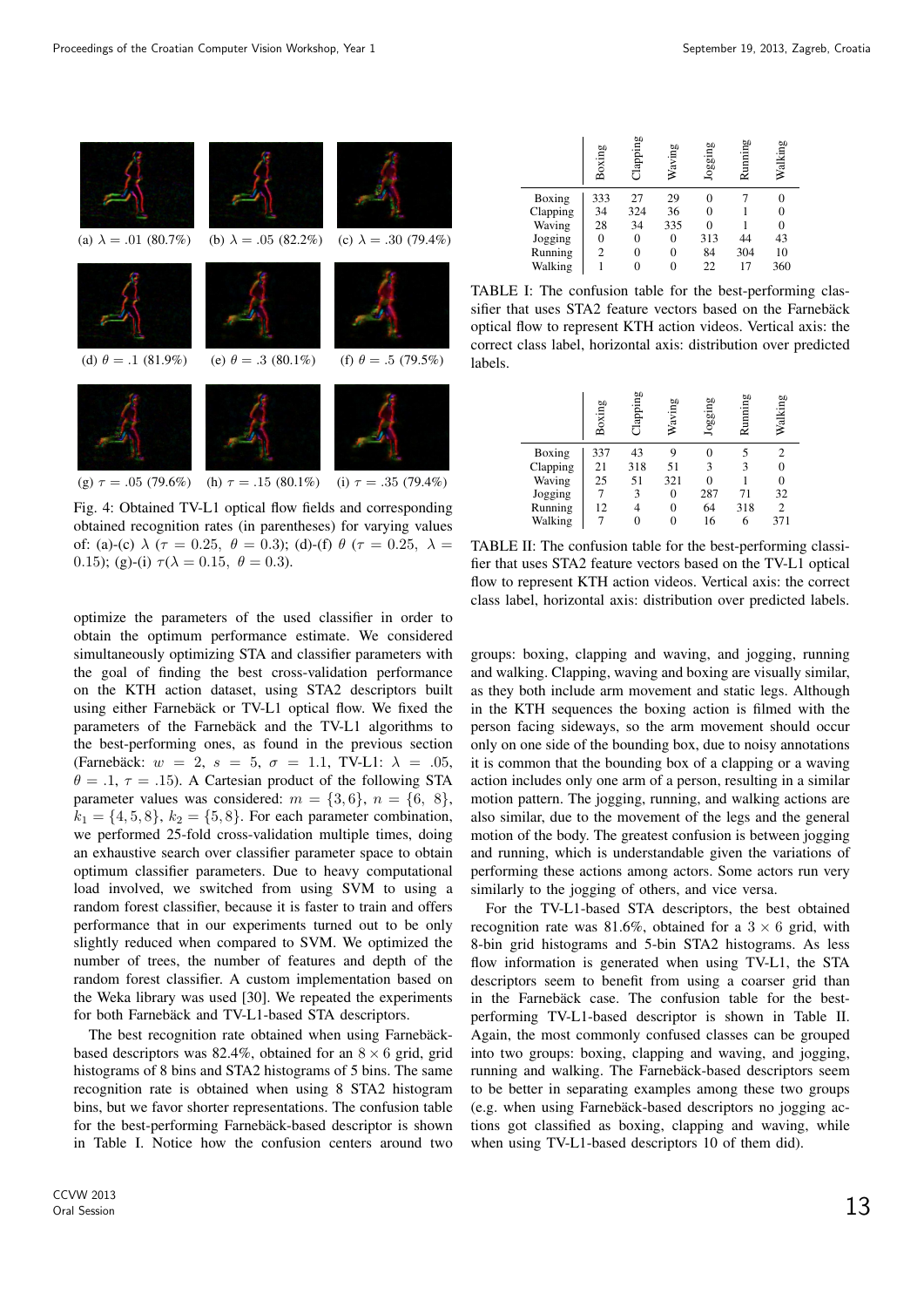(a) $\lambda = .01$ (80.7%) (b) $\lambda = .05$ (82.2%) (c) $\lambda = .30$ (79.4%)

(d) $\theta = .1$ (81.9%) (e) $\theta = .3$ (80.1%) (f) $\theta = .5$ (79.5%)

(g) $\tau = .05$ (79.6%) (h) $\tau = .15$ (80.1%) (i) $\tau = .35$ (79.4%)

Fig. 4: Obtained TV-L1 optical flow fields and corresponding obtained recognition rates (in parentheses) for varying values of: (a)-(c) $\lambda$ ($\tau = 0.25$, $\theta = 0.3$); (d)-(f) $\theta$ ($\tau = 0.25$, $\lambda = 0.15$); (g)-(i) $\tau$($\lambda = 0.15$, $\theta = 0.3$).

optimize the parameters of the used classifier in order to obtain the optimum performance estimate. We considered simultaneously optimizing STA and classifier parameters with the goal of finding the best cross-validation performance on the KTH action dataset, using STA2 descriptors built using either Farnebäck or TV-L1 optical flow. We fixed the parameters of the Farnebäck and the TV-L1 algorithms to the best-performing ones, as found in the previous section (Farnebäck: $w = 2$, $s = 5$, $\sigma = 1.1$, TV-L1: $\lambda = .05$, $\theta = .1$, $\tau = .15$). A Cartesian product of the following STA parameter values was considered: $m = \{3, 6\}$, $n = \{6, 8\}$, $k_1 = \{4, 5, 8\}$, $k_2 = \{5, 8\}$. For each parameter combination, we performed 25-fold cross-validation multiple times, doing an exhaustive search over classifier parameter space to obtain optimum classifier parameters. Due to heavy computational load involved, we switched from using SVM to using a random forest classifier, because it is faster to train and offers performance that in our experiments turned out to be only slightly reduced when compared to SVM. We optimized the number of trees, the number of features and depth of the random forest classifier. A custom implementation based on the Weka library was used [30]. We repeated the experiments for both Farnebäck and TV-L1-based STA descriptors.

The best recognition rate obtained when using Farnebäck-based descriptors was 82.4%, obtained for an $8 \times 6$ grid, grid histograms of 8 bins and STA2 histograms of 5 bins. The same recognition rate is obtained when using 8 STA2 histogram bins, but we favor shorter representations. The confusion table for the best-performing Farnebäck-based descriptor is shown in Table I. Notice how the confusion centers around two groups: boxing, clapping and waving, and jogging, running and walking. Clapping, waving and boxing are visually similar, as they both include arm movement and static legs. Although in the KTH sequences the boxing action is filmed with the person facing sideways, so the arm movement should occur only on one side of the bounding box, due to noisy annotations it is common that the bounding box of a clapping or a waving action includes only one arm of a person, resulting in a similar motion pattern. The jogging, running, and walking actions are also similar, due to the movement of the legs and the general motion of the body. The greatest confusion is between jogging and running, which is understandable given the variations of performing these actions among actors. Some actors run very similarly to the jogging of others, and vice versa.

| | Boxing | Clapping | Waving | Jogging | Running | Walking |
|---|---|---|---|---|---|---|
| Boxing | 333 | 27 | 29 | 0 | 7 | 0 |
| Clapping | 34 | 324 | 36 | 0 | 1 | 0 |
| Waving | 28 | 34 | 335 | 0 | 1 | 0 |
| Jogging | 0 | 0 | 0 | 313 | 44 | 43 |
| Running | 2 | 0 | 0 | 84 | 304 | 10 |
| Walking | 1 | 0 | 0 | 22 | 17 | 360 |

TABLE I: The confusion table for the best-performing classifier that uses STA2 feature vectors based on the Farnebäck optical flow to represent KTH action videos. Vertical axis: the correct class label, horizontal axis: distribution over predicted labels.

| | Boxing | Clapping | Waving | Jogging | Running | Walking |
|---|---|---|---|---|---|---|
| Boxing | 337 | 43 | 9 | 0 | 5 | 2 |
| Clapping | 21 | 318 | 51 | 3 | 3 | 0 |
| Waving | 25 | 51 | 321 | 0 | 1 | 0 |
| Jogging | 7 | 3 | 0 | 287 | 71 | 32 |
| Running | 12 | 4 | 0 | 64 | 318 | 2 |
| Walking | 7 | 0 | 0 | 16 | 6 | 371 |

TABLE II: The confusion table for the best-performing classifier that uses STA2 feature vectors based on the TV-L1 optical flow to represent KTH action videos. Vertical axis: the correct class label, horizontal axis: distribution over predicted labels.

For the TV-L1-based STA descriptors, the best obtained recognition rate was 81.6%, obtained for a $3 \times 6$ grid, with 8-bin grid histograms and 5-bin STA2 histograms. As less flow information is generated when using TV-L1, the STA descriptors seem to benefit from using a coarser grid than in the Farnebäck case. The confusion table for the best-performing TV-L1-based descriptor is shown in Table II. Again, the most commonly confused classes can be grouped into two groups: boxing, clapping and waving, and jogging, running and walking. The Farnebäck-based descriptors seem to be better in separating examples among these two groups (e.g. when using Farnebäck-based descriptors no jogging actions got classified as boxing, clapping and waving, while when using TV-L1-based descriptors 10 of them did).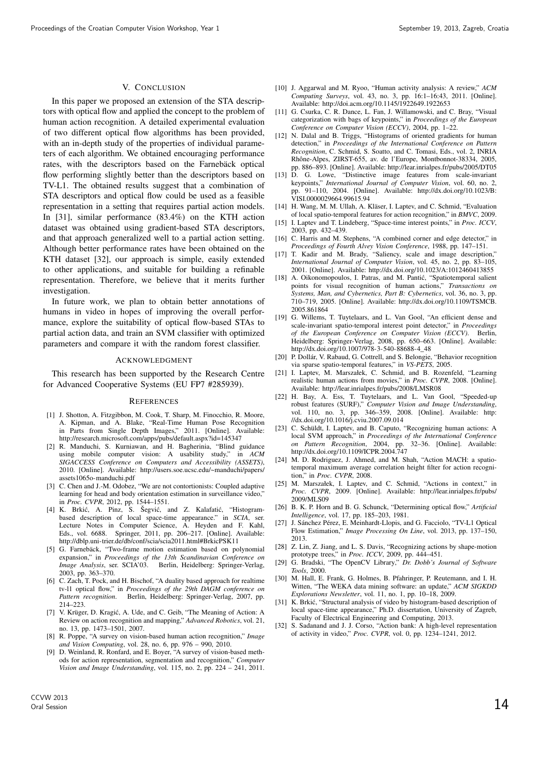## V. Conclusion

In this paper we proposed an extension of the STA descriptors with optical flow and applied the concept to the problem of human action recognition. A detailed experimental evaluation of two different optical flow algorithms has been provided, with an in-depth study of the properties of individual parameters of each algorithm. We obtained encouraging performance rates, with the descriptors based on the Farnebäck optical flow performing slightly better than the descriptors based on TV-L1. The obtained results suggest that a combination of STA descriptors and optical flow could be used as a feasible representation in a setting that requires partial action models. In [31], similar performance (83.4%) on the KTH action dataset was obtained using gradient-based STA descriptors, and that approach generalized well to a partial action setting. Although better performance rates have been obtained on the KTH dataset [32], our approach is simple, easily extended to other applications, and suitable for building a refinable representation. Therefore, we believe that it merits further investigation.

In future work, we plan to obtain better annotations of humans in video in hopes of improving the overall performance, explore the suitability of optical flow-based STAs to partial action data, and train an SVM classifier with optimized parameters and compare it with the random forest classifier.

## Acknowledgment

This research has been supported by the Research Centre for Advanced Cooperative Systems (EU FP7 #285939).

## References

[1] J. Shotton, A. Fitzgibbon, M. Cook, T. Sharp, M. Finocchio, R. Moore, A. Kipman, and A. Blake, "Real-Time Human Pose Recognition in Parts from Single Depth Images," 2011. [Online]. Available: http://research.microsoft.com/apps/pubs/default.aspx?id=145347

[2] R. Manduchi, S. Kurniawan, and H. Bagherinia, "Blind guidance using mobile computer vision: A usability study," in *ACM SIGACCESS Conference on Computers and Accessibility (ASSETS)*, 2010. [Online]. Available: http://users.soe.ucsc.edu/~manduchi/papers/assets1065o-manduchi.pdf

[3] C. Chen and J.-M. Odobez, "We are not contortionists: Coupled adaptive learning for head and body orientation estimation in surveillance video," in *Proc. CVPR*, 2012, pp. 1544–1551.

[4] K. Brkić, A. Pinz, S. Šegvić, and Z. Kalafatić, "Histogram-based description of local space-time appearance." in *SCIA*, ser. Lecture Notes in Computer Science, A. Heyden and F. Kahl, Eds., vol. 6688. Springer, 2011, pp. 206–217. [Online]. Available: http://dblp.uni-trier.de/db/conf/scia/scia2011.html#BrkicPSK11

[5] G. Farnebäck, "Two-frame motion estimation based on polynomial expansion," in *Proceedings of the 13th Scandinavian Conference on Image Analysis*, ser. SCIA'03. Berlin, Heidelberg: Springer-Verlag, 2003, pp. 363–370.

[6] C. Zach, T. Pock, and H. Bischof, "A duality based approach for realtime tv-l1 optical flow," in *Proceedings of the 29th DAGM conference on Pattern recognition*. Berlin, Heidelberg: Springer-Verlag, 2007, pp. 214–223.

[7] V. Krüger, D. Kragić, A. Ude, and C. Geib, "The Meaning of Action: A Review on action recognition and mapping," *Advanced Robotics*, vol. 21, no. 13, pp. 1473–1501, 2007.

[8] R. Poppe, "A survey on vision-based human action recognition," *Image and Vision Computing*, vol. 28, no. 6, pp. 976 – 990, 2010.

[9] D. Weinland, R. Ronfard, and E. Boyer, "A survey of vision-based methods for action representation, segmentation and recognition," *Computer Vision and Image Understanding*, vol. 115, no. 2, pp. 224 – 241, 2011.

[10] J. Aggarwal and M. Ryoo, "Human activity analysis: A review," *ACM Computing Surveys*, vol. 43, no. 3, pp. 16:1–16:43, 2011. [Online]. Available: http://doi.acm.org/10.1145/1922649.1922653

[11] G. Csurka, C. R. Dance, L. Fan, J. Willamowski, and C. Bray, "Visual categorization with bags of keypoints," in *Proceedings of the European Conference on Computer Vision (ECCV)*, 2004, pp. 1–22.

[12] N. Dalal and B. Triggs, "Histograms of oriented gradients for human detection," in *Proceedings of the International Conference on Pattern Recognition*, C. Schmid, S. Soatto, and C. Tomasi, Eds., vol. 2, INRIA Rhône-Alpes, ZIRST-655, av. de l'Europe, Montbonnot-38334, 2005, pp. 886–893. [Online]. Available: http://lear.inrialpes.fr/pubs/2005/DT05

[13] D. G. Lowe, "Distinctive image features from scale-invariant keypoints," *International Journal of Computer Vision*, vol. 60, no. 2, pp. 91–110, 2004. [Online]. Available: http://dx.doi.org/10.1023/B:VISI.0000029664.99615.94

[14] H. Wang, M. M. Ullah, A. Kläser, I. Laptev, and C. Schmid, "Evaluation of local spatio-temporal features for action recognition," in *BMVC*, 2009.

[15] I. Laptev and T. Lindeberg, "Space-time interest points," in *Proc. ICCV*, 2003, pp. 432–439.

[16] C. Harris and M. Stephens, "A combined corner and edge detector," in *Proceedings of Fourth Alvey Vision Conference*, 1988, pp. 147–151.

[17] T. Kadir and M. Brady, "Saliency, scale and image description," *International Journal of Computer Vision*, vol. 45, no. 2, pp. 83–105, 2001. [Online]. Available: http://dx.doi.org/10.1023/A:1012460413855

[18] A. Oikonomopoulos, I. Patras, and M. Pantić, "Spatiotemporal salient points for visual recognition of human actions," *Transactions on Systems, Man, and Cybernetics, Part B: Cybernetics*, vol. 36, no. 3, pp. 710–719, 2005. [Online]. Available: http://dx.doi.org/10.1109/TSMCB.2005.861864

[19] G. Willems, T. Tuytelaars, and L. Van Gool, "An efficient dense and scale-invariant spatio-temporal interest point detector," in *Proceedings of the European Conference on Computer Vision (ECCV)*. Berlin, Heidelberg: Springer-Verlag, 2008, pp. 650–663. [Online]. Available: http://dx.doi.org/10.1007/978-3-540-88688-4_48

[20] P. Dollár, V. Rabaud, G. Cottrell, and S. Belongie, "Behavior recognition via sparse spatio-temporal features," in *VS-PETS*, 2005.

[21] I. Laptev, M. Marszałek, C. Schmid, and B. Rozenfeld, "Learning realistic human actions from movies," in *Proc. CVPR*, 2008. [Online]. Available: http://lear.inrialpes.fr/pubs/2008/LMSR08

[22] H. Bay, A. Ess, T. Tuytelaars, and L. Van Gool, "Speeded-up robust features (SURF)," *Computer Vision and Image Understanding*, vol. 110, no. 3, pp. 346–359, 2008. [Online]. Available: http://dx.doi.org/10.1016/j.cviu.2007.09.014

[23] C. Schüldt, I. Laptev, and B. Caputo, "Recognizing human actions: A local SVM approach," in *Proceedings of the International Conference on Pattern Recognition*, 2004, pp. 32–36. [Online]. Available: http://dx.doi.org/10.1109/ICPR.2004.747

[24] M. D. Rodriguez, J. Ahmed, and M. Shah, "Action MACH: a spatio-temporal maximum average correlation height filter for action recognition," in *Proc. CVPR*, 2008.

[25] M. Marszałek, I. Laptev, and C. Schmid, "Actions in context," in *Proc. CVPR*, 2009. [Online]. Available: http://lear.inrialpes.fr/pubs/2009/MLS09

[26] B. K. P. Horn and B. G. Schunck, "Determining optical flow," *Artificial Intelligence*, vol. 17, pp. 185–203, 1981.

[27] J. Sánchez Pérez, E. Meinhardt-Llopis, and G. Facciolo, "TV-L1 Optical Flow Estimation," *Image Processing On Line*, vol. 2013, pp. 137–150, 2013.

[28] Z. Lin, Z. Jiang, and L. S. Davis, "Recognizing actions by shape-motion prototype trees," in *Proc. ICCV*, 2009, pp. 444–451.

[29] G. Bradski, "The OpenCV Library," *Dr. Dobb's Journal of Software Tools*, 2000.

[30] M. Hall, E. Frank, G. Holmes, B. Pfahringer, P. Reutemann, and I. H. Witten, "The WEKA data mining software: an update," *ACM SIGKDD Explorations Newsletter*, vol. 11, no. 1, pp. 10–18, 2009.

[31] K. Brkić, "Structural analysis of video by histogram-based description of local space-time appearance," Ph.D. dissertation, University of Zagreb, Faculty of Electrical Engineering and Computing, 2013.

[32] S. Sadanand and J. J. Corso, "Action bank: A high-level representation of activity in video," *Proc. CVPR*, vol. 0, pp. 1234–1241, 2012.